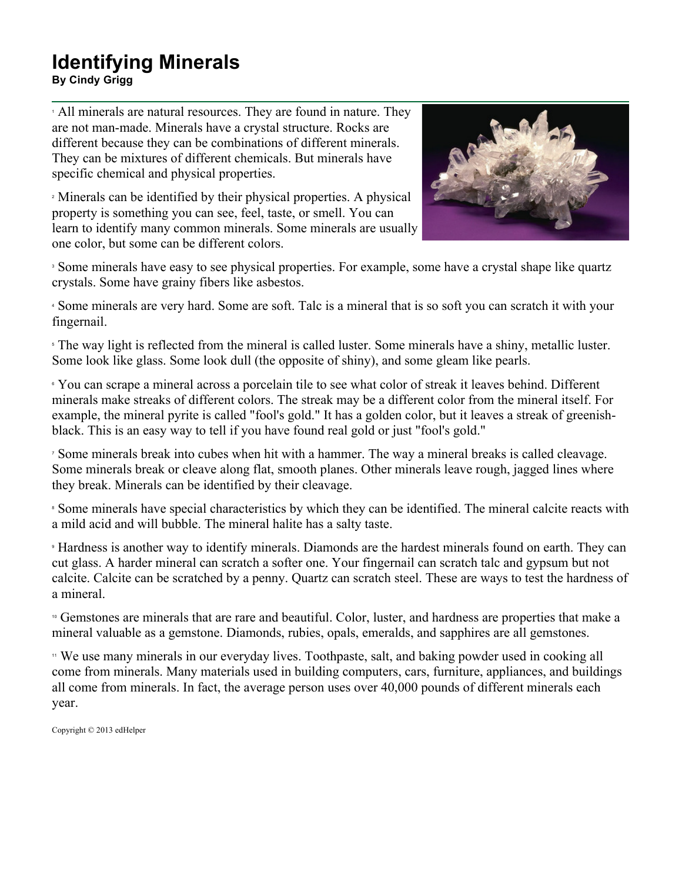# Identifying Minerals

**By Cindy Grigg**

1 All minerals are natural resources. They are found in nature. They are not man-made. Minerals have a crystal structure. Rocks are different because they can be combinations of different minerals. They can be mixtures of different chemicals. But minerals have specific chemical and physical properties.

2 Minerals can be identified by their physical properties. A physical property is something you can see, feel, taste, or smell. You can learn to identify many common minerals. Some minerals are usually one color, but some can be different colors.

3 Some minerals have easy to see physical properties. For example, some have a crystal shape like quartz crystals. Some have grainy fibers like asbestos.

4 Some minerals are very hard. Some are soft. Talc is a mineral that is so soft you can scratch it with your fingernail.

5 The way light is reflected from the mineral is called luster. Some minerals have a shiny, metallic luster. Some look like glass. Some look dull (the opposite of shiny), and some gleam like pearls.

6 You can scrape a mineral across a porcelain tile to see what color of streak it leaves behind. Different minerals make streaks of different colors. The streak may be a different color from the mineral itself. For example, the mineral pyrite is called "fool's gold." It has a golden color, but it leaves a streak of greenish-black. This is an easy way to tell if you have found real gold or just "fool's gold."

7 Some minerals break into cubes when hit with a hammer. The way a mineral breaks is called cleavage. Some minerals break or cleave along flat, smooth planes. Other minerals leave rough, jagged lines where they break. Minerals can be identified by their cleavage.

8 Some minerals have special characteristics by which they can be identified. The mineral calcite reacts with a mild acid and will bubble. The mineral halite has a salty taste.

9 Hardness is another way to identify minerals. Diamonds are the hardest minerals found on earth. They can cut glass. A harder mineral can scratch a softer one. Your fingernail can scratch talc and gypsum but not calcite. Calcite can be scratched by a penny. Quartz can scratch steel. These are ways to test the hardness of a mineral.

10 Gemstones are minerals that are rare and beautiful. Color, luster, and hardness are properties that make a mineral valuable as a gemstone. Diamonds, rubies, opals, emeralds, and sapphires are all gemstones.

11 We use many minerals in our everyday lives. Toothpaste, salt, and baking powder used in cooking all come from minerals. Many materials used in building computers, cars, furniture, appliances, and buildings all come from minerals. In fact, the average person uses over 40,000 pounds of different minerals each year.

Copyright © 2013 edHelper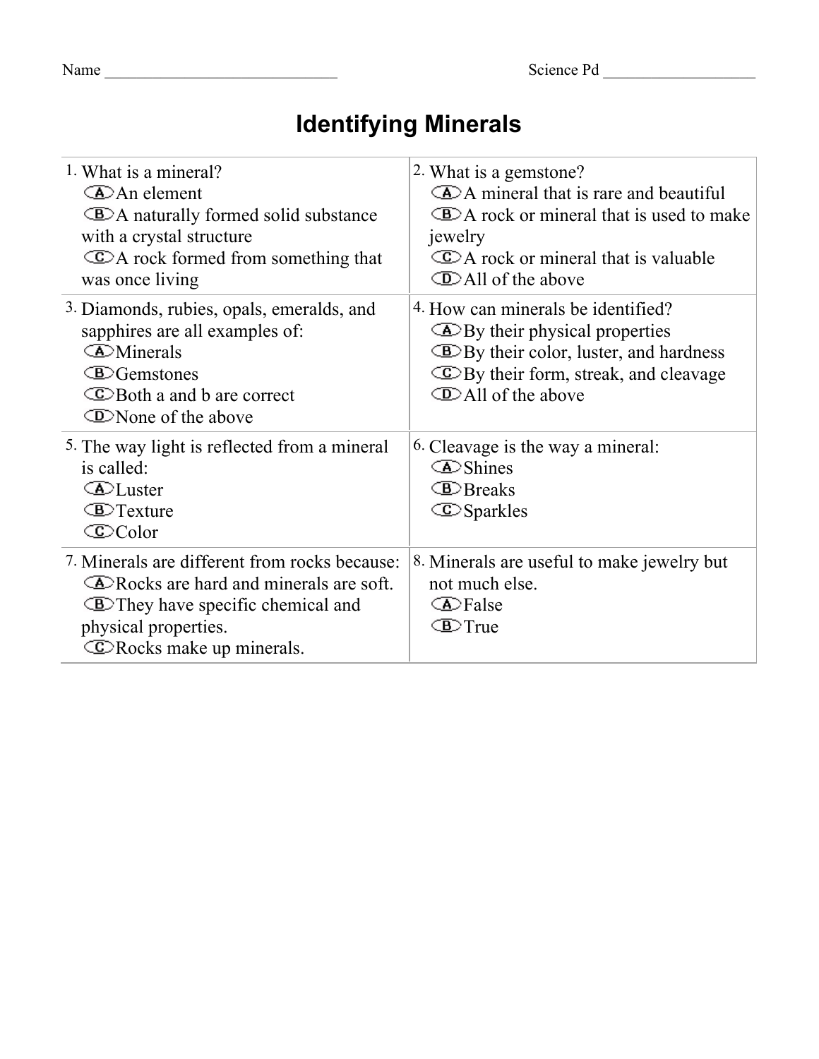Name _____________________________ Science Pd ___________________

# Identifying Minerals

1. What is a mineral?
   - (A) An element
   - (B) A naturally formed solid substance with a crystal structure
   - (C) A rock formed from something that was once living

2. What is a gemstone?
   - (A) A mineral that is rare and beautiful
   - (B) A rock or mineral that is used to make jewelry
   - (C) A rock or mineral that is valuable
   - (D) All of the above

3. Diamonds, rubies, opals, emeralds, and sapphires are all examples of:
   - (A) Minerals
   - (B) Gemstones
   - (C) Both a and b are correct
   - (D) None of the above

4. How can minerals be identified?
   - (A) By their physical properties
   - (B) By their color, luster, and hardness
   - (C) By their form, streak, and cleavage
   - (D) All of the above

5. The way light is reflected from a mineral is called:
   - (A) Luster
   - (B) Texture
   - (C) Color

6. Cleavage is the way a mineral:
   - (A) Shines
   - (B) Breaks
   - (C) Sparkles

7. Minerals are different from rocks because:
   - (A) Rocks are hard and minerals are soft.
   - (B) They have specific chemical and physical properties.
   - (C) Rocks make up minerals.

8. Minerals are useful to make jewelry but not much else.
   - (A) False
   - (B) True